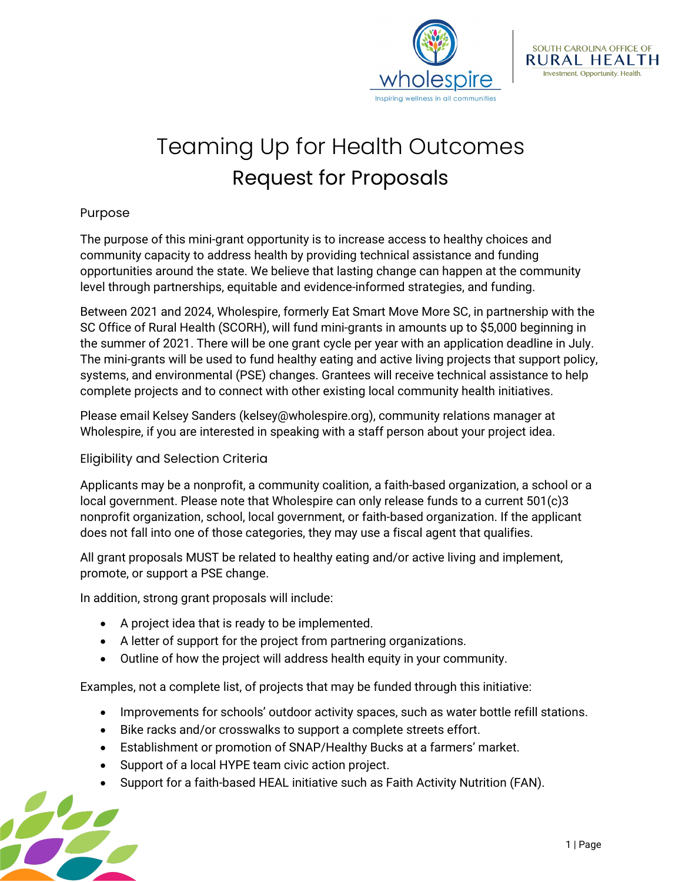# Teaming Up for Health Outcomes

## Request for Proposals

### Purpose

The purpose of this mini-grant opportunity is to increase access to healthy choices and community capacity to address health by providing technical assistance and funding opportunities around the state. We believe that lasting change can happen at the community level through partnerships, equitable and evidence-informed strategies, and funding.

Between 2021 and 2024, Wholespire, formerly Eat Smart Move More SC, in partnership with the SC Office of Rural Health (SCORH), will fund mini-grants in amounts up to $5,000 beginning in the summer of 2021. There will be one grant cycle per year with an application deadline in July. The mini-grants will be used to fund healthy eating and active living projects that support policy, systems, and environmental (PSE) changes. Grantees will receive technical assistance to help complete projects and to connect with other existing local community health initiatives.

Please email Kelsey Sanders (kelsey@wholespire.org), community relations manager at Wholespire, if you are interested in speaking with a staff person about your project idea.

### Eligibility and Selection Criteria

Applicants may be a nonprofit, a community coalition, a faith-based organization, a school or a local government. Please note that Wholespire can only release funds to a current 501(c)3 nonprofit organization, school, local government, or faith-based organization. If the applicant does not fall into one of those categories, they may use a fiscal agent that qualifies.

All grant proposals MUST be related to healthy eating and/or active living and implement, promote, or support a PSE change.

In addition, strong grant proposals will include:

- A project idea that is ready to be implemented.
- A letter of support for the project from partnering organizations.
- Outline of how the project will address health equity in your community.

Examples, not a complete list, of projects that may be funded through this initiative:

- Improvements for schools' outdoor activity spaces, such as water bottle refill stations.
- Bike racks and/or crosswalks to support a complete streets effort.
- Establishment or promotion of SNAP/Healthy Bucks at a farmers' market.
- Support of a local HYPE team civic action project.
- Support for a faith-based HEAL initiative such as Faith Activity Nutrition (FAN).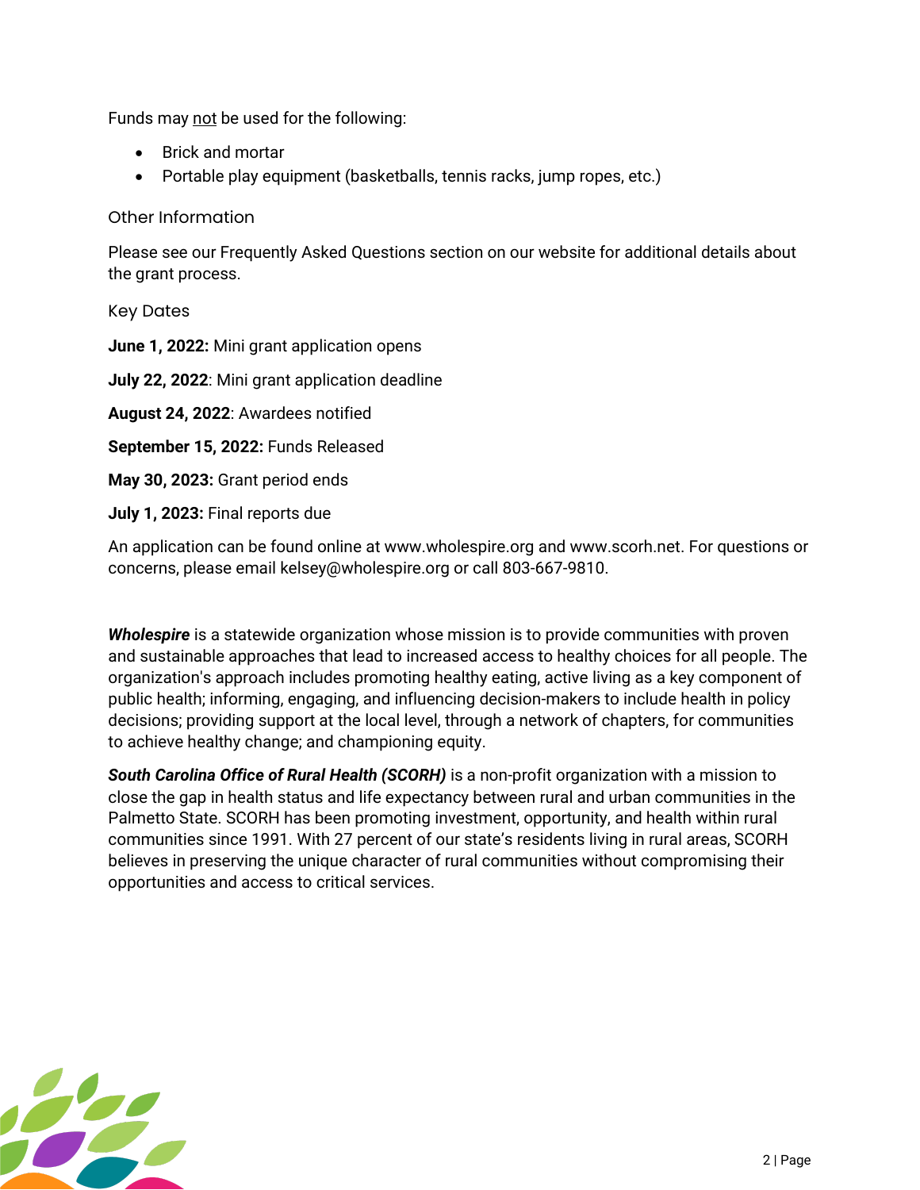Funds may not be used for the following:

- Brick and mortar
- Portable play equipment (basketballs, tennis racks, jump ropes, etc.)

## Other Information

Please see our Frequently Asked Questions section on our website for additional details about the grant process.

## Key Dates

**June 1, 2022:** Mini grant application opens

**July 22, 2022**: Mini grant application deadline

**August 24, 2022**: Awardees notified

**September 15, 2022:** Funds Released

**May 30, 2023:** Grant period ends

**July 1, 2023:** Final reports due

An application can be found online at www.wholespire.org and www.scorh.net. For questions or concerns, please email kelsey@wholespire.org or call 803-667-9810.

***Wholespire*** is a statewide organization whose mission is to provide communities with proven and sustainable approaches that lead to increased access to healthy choices for all people. The organization's approach includes promoting healthy eating, active living as a key component of public health; informing, engaging, and influencing decision-makers to include health in policy decisions; providing support at the local level, through a network of chapters, for communities to achieve healthy change; and championing equity.

***South Carolina Office of Rural Health (SCORH)*** is a non-profit organization with a mission to close the gap in health status and life expectancy between rural and urban communities in the Palmetto State. SCORH has been promoting investment, opportunity, and health within rural communities since 1991. With 27 percent of our state's residents living in rural areas, SCORH believes in preserving the unique character of rural communities without compromising their opportunities and access to critical services.